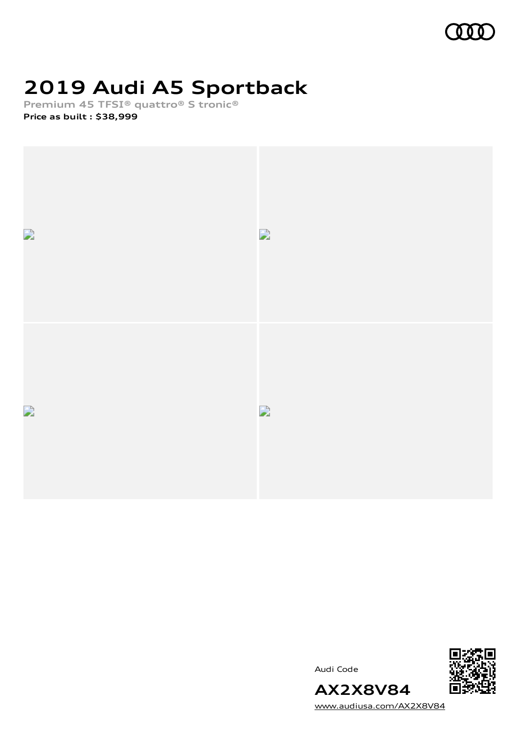# 2019 Audi A5 Sportback

**Premium 45 TFSI® quattro® S tronic®**

**Price as built : $38,999**

Audi Code

**AX2X8V84**

www.audiusa.com/AX2X8V84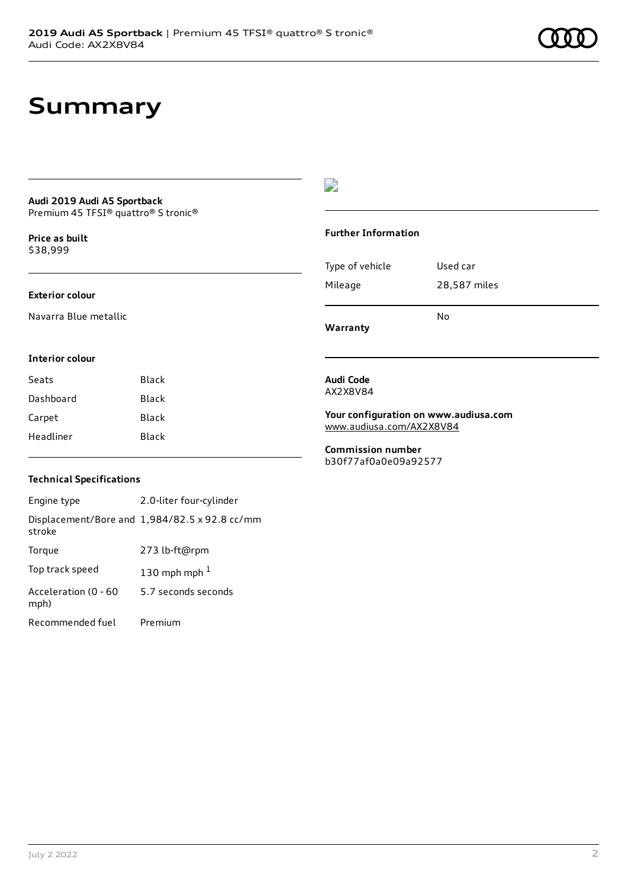# Summary

**Audi 2019 Audi A5 Sportback**
Premium 45 TFSI® quattro® S tronic®

**Price as built**
$38,999

**Exterior colour**

Navarra Blue metallic

**Interior colour**

| Seats | Black |
| --- | --- |
| Dashboard | Black |
| Carpet | Black |
| Headliner | Black |

**Technical Specifications**

| Engine type | 2.0-liter four-cylinder |
| --- | --- |
| Displacement/Bore and stroke | 1,984/82.5 x 92.8 cc/mm |
| Torque | 273 lb-ft@rpm |
| Top track speed | 130 mph mph [1] |
| Acceleration (0 - 60 mph) | 5.7 seconds seconds |
| Recommended fuel | Premium |

**Further Information**

| Type of vehicle | Used car |
| --- | --- |
| Mileage | 28,587 miles |
| **Warranty** | No |

**Audi Code**
AX2X8V84

**Your configuration on www.audiusa.com**
www.audiusa.com/AX2X8V84

**Commission number**
b30f77af0a0e09a92577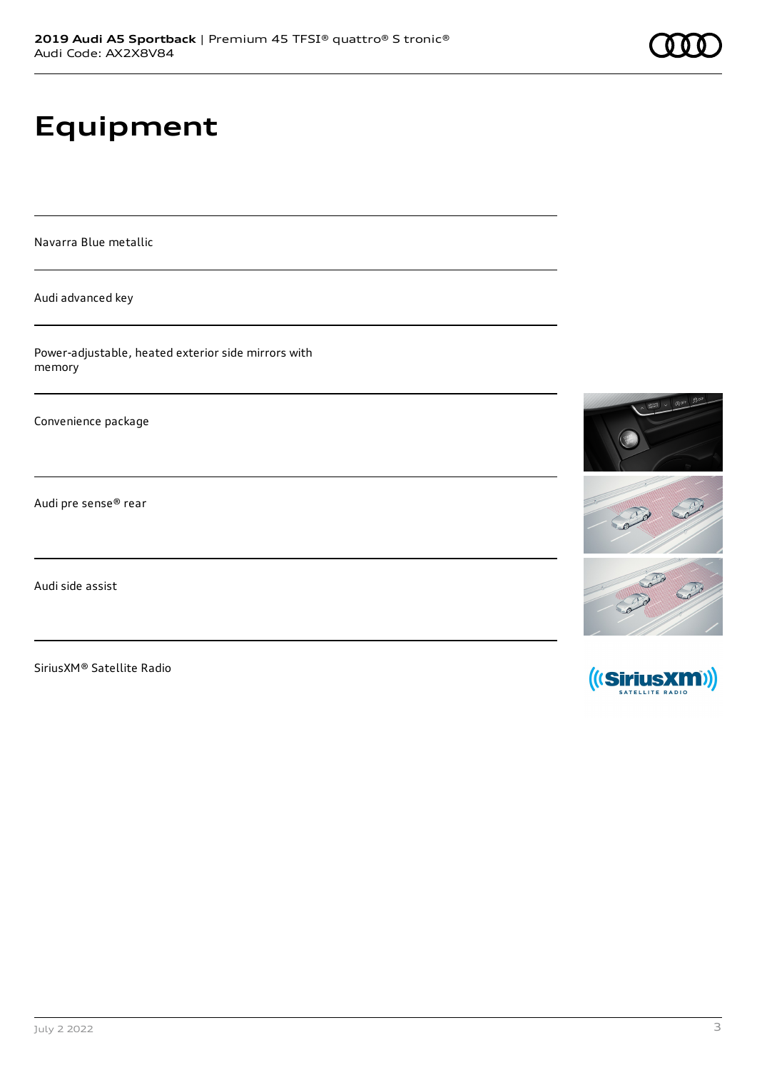# Equipment

Navarra Blue metallic

Audi advanced key

Power-adjustable, heated exterior side mirrors with memory

Convenience package

Audi pre sense® rear

Audi side assist

SiriusXM® Satellite Radio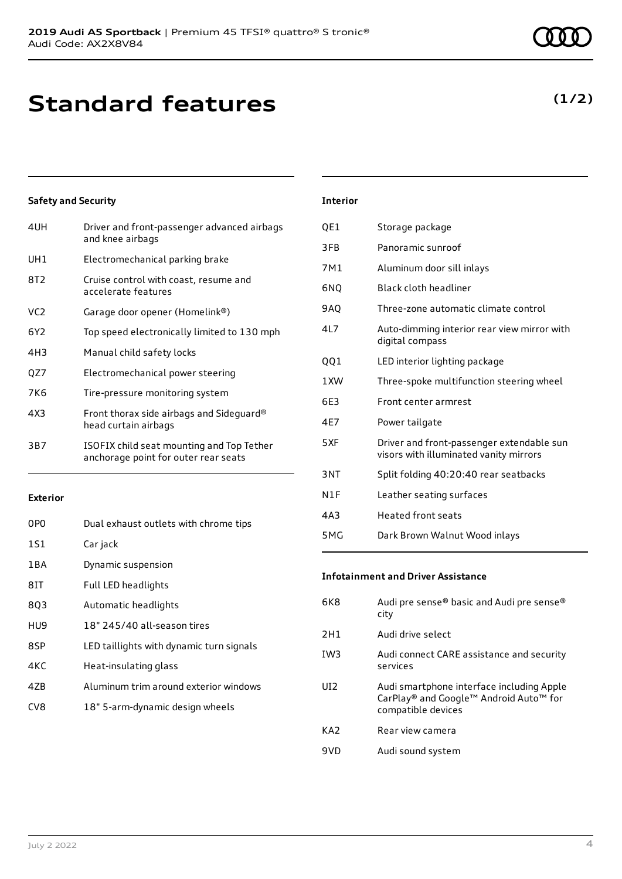# Standard features

**(1/2)**

### Safety and Security

| | |
|---|---|
| 4UH | Driver and front-passenger advanced airbags and knee airbags |
| UH1 | Electromechanical parking brake |
| 8T2 | Cruise control with coast, resume and accelerate features |
| VC2 | Garage door opener (Homelink®) |
| 6Y2 | Top speed electronically limited to 130 mph |
| 4H3 | Manual child safety locks |
| QZ7 | Electromechanical power steering |
| 7K6 | Tire-pressure monitoring system |
| 4X3 | Front thorax side airbags and Sideguard® head curtain airbags |
| 3B7 | ISOFIX child seat mounting and Top Tether anchorage point for outer rear seats |

### Exterior

| | |
|---|---|
| 0P0 | Dual exhaust outlets with chrome tips |
| 1S1 | Car jack |
| 1BA | Dynamic suspension |
| 8IT | Full LED headlights |
| 8Q3 | Automatic headlights |
| HU9 | 18" 245/40 all-season tires |
| 8SP | LED taillights with dynamic turn signals |
| 4KC | Heat-insulating glass |
| 4ZB | Aluminum trim around exterior windows |
| CV8 | 18" 5-arm-dynamic design wheels |

### Interior

| | |
|---|---|
| QE1 | Storage package |
| 3FB | Panoramic sunroof |
| 7M1 | Aluminum door sill inlays |
| 6NQ | Black cloth headliner |
| 9AQ | Three-zone automatic climate control |
| 4L7 | Auto-dimming interior rear view mirror with digital compass |
| QQ1 | LED interior lighting package |
| 1XW | Three-spoke multifunction steering wheel |
| 6E3 | Front center armrest |
| 4E7 | Power tailgate |
| 5XF | Driver and front-passenger extendable sun visors with illuminated vanity mirrors |
| 3NT | Split folding 40:20:40 rear seatbacks |
| N1F | Leather seating surfaces |
| 4A3 | Heated front seats |
| 5MG | Dark Brown Walnut Wood inlays |

### Infotainment and Driver Assistance

| | |
|---|---|
| 6K8 | Audi pre sense® basic and Audi pre sense® city |
| 2H1 | Audi drive select |
| IW3 | Audi connect CARE assistance and security services |
| UI2 | Audi smartphone interface including Apple CarPlay® and Google™ Android Auto™ for compatible devices |
| KA2 | Rear view camera |
| 9VD | Audi sound system |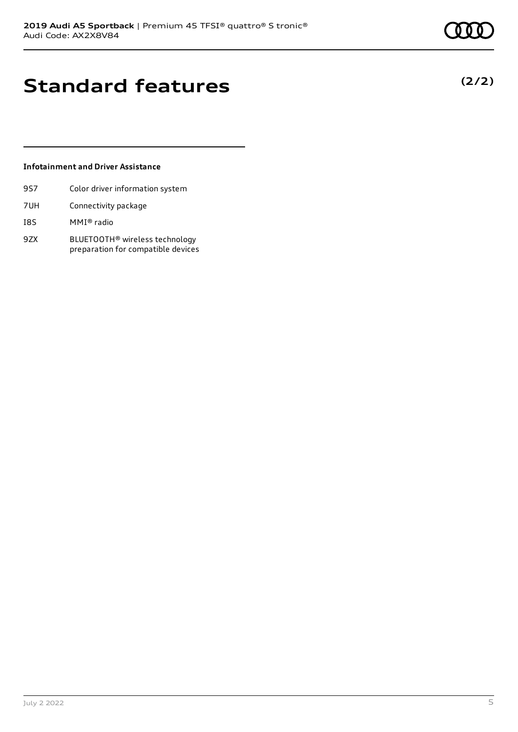# Standard features

**(2/2)**

### Infotainment and Driver Assistance

| | |
|---|---|
| 9S7 | Color driver information system |
| 7UH | Connectivity package |
| I8S | MMI® radio |
| 9ZX | BLUETOOTH® wireless technology preparation for compatible devices |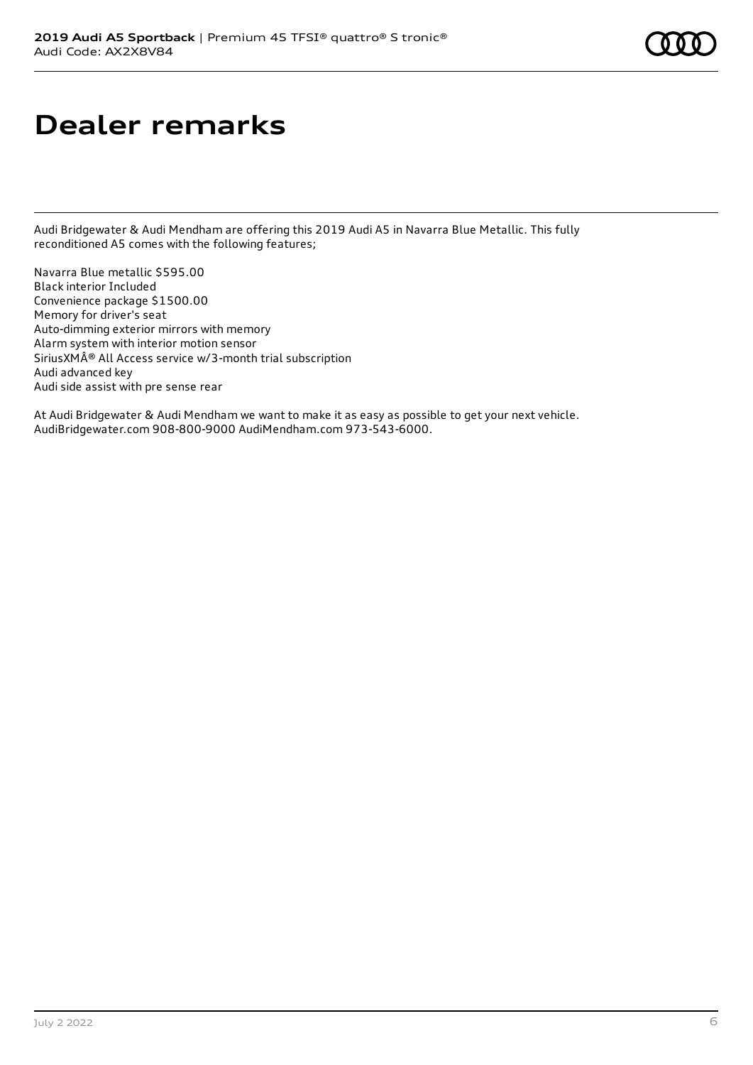# Dealer remarks

Audi Bridgewater & Audi Mendham are offering this 2019 Audi A5 in Navarra Blue Metallic. This fully reconditioned A5 comes with the following features;

Navarra Blue metallic $595.00
Black interior Included
Convenience package $1500.00
Memory for driver's seat
Auto-dimming exterior mirrors with memory
Alarm system with interior motion sensor
SiriusXMÂ® All Access service w/3-month trial subscription
Audi advanced key
Audi side assist with pre sense rear

At Audi Bridgewater & Audi Mendham we want to make it as easy as possible to get your next vehicle. AudiBridgewater.com 908-800-9000 AudiMendham.com 973-543-6000.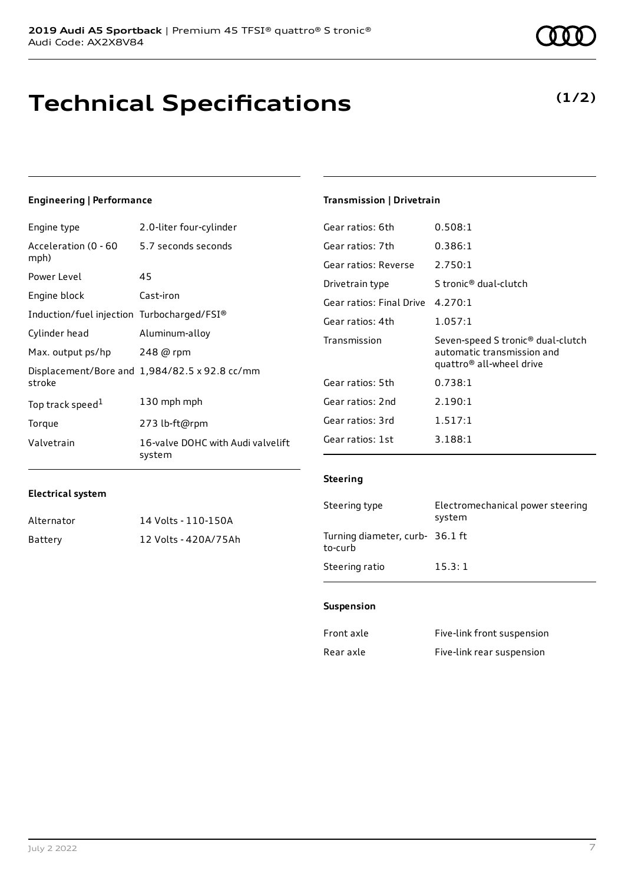# Technical Specifications

**(1/2)**

## Engineering | Performance

| | |
|---|---|
| Engine type | 2.0-liter four-cylinder |
| Acceleration (0 - 60 mph) | 5.7 seconds seconds |
| Power Level | 45 |
| Engine block | Cast-iron |
| Induction/fuel injection | Turbocharged/FSI® |
| Cylinder head | Aluminum-alloy |
| Max. output ps/hp | 248 @ rpm |
| Displacement/Bore and stroke | 1,984/82.5 x 92.8 cc/mm |
| Top track speed[1] | 130 mph mph |
| Torque | 273 lb-ft@rpm |
| Valvetrain | 16-valve DOHC with Audi valvelift system |

## Electrical system

| | |
|---|---|
| Alternator | 14 Volts - 110-150A |
| Battery | 12 Volts - 420A/75Ah |

## Transmission | Drivetrain

| | |
|---|---|
| Gear ratios: 6th | 0.508:1 |
| Gear ratios: 7th | 0.386:1 |
| Gear ratios: Reverse | 2.750:1 |
| Drivetrain type | S tronic® dual-clutch |
| Gear ratios: Final Drive | 4.270:1 |
| Gear ratios: 4th | 1.057:1 |
| Transmission | Seven-speed S tronic® dual-clutch automatic transmission and quattro® all-wheel drive |
| Gear ratios: 5th | 0.738:1 |
| Gear ratios: 2nd | 2.190:1 |
| Gear ratios: 3rd | 1.517:1 |
| Gear ratios: 1st | 3.188:1 |

## Steering

| | |
|---|---|
| Steering type | Electromechanical power steering system |
| Turning diameter, curb-to-curb | 36.1 ft |
| Steering ratio | 15.3: 1 |

## Suspension

| | |
|---|---|
| Front axle | Five-link front suspension |
| Rear axle | Five-link rear suspension |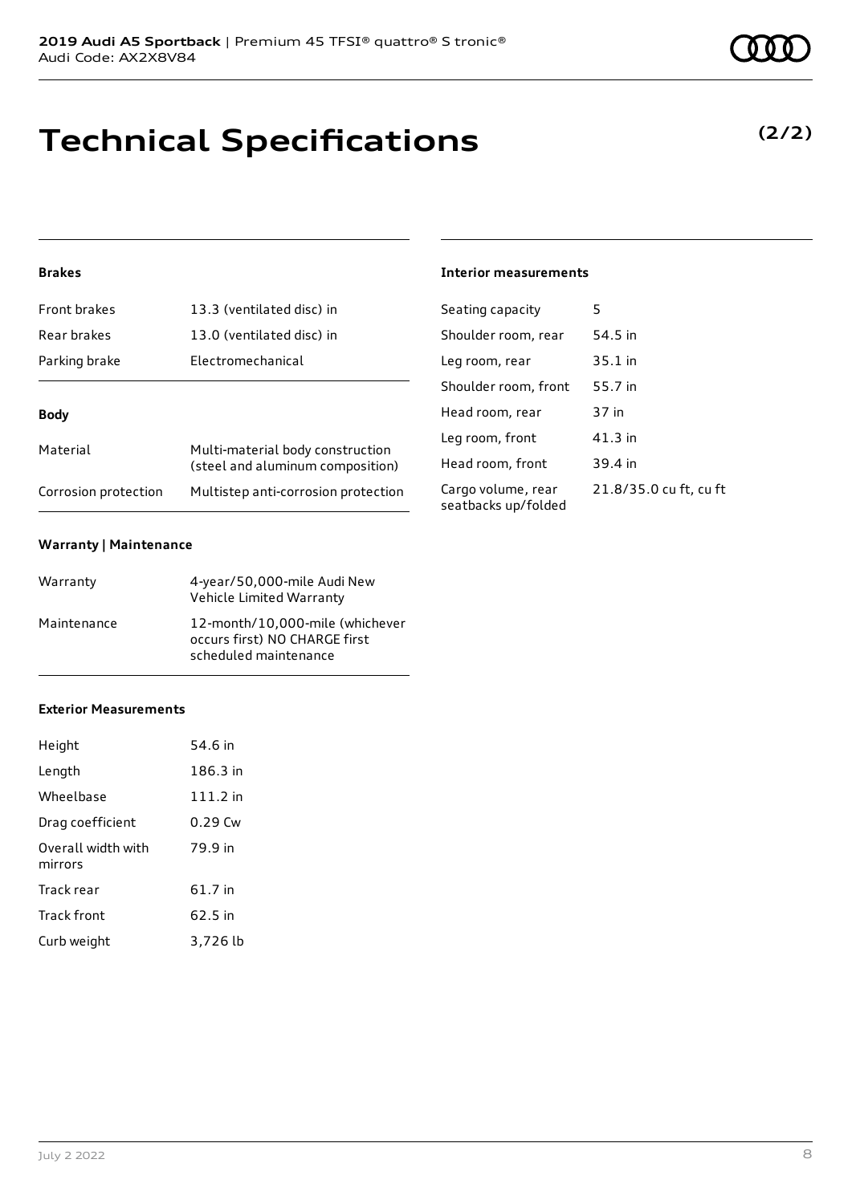# Technical Specifications

**(2/2)**

### Brakes

| | |
|---|---|
| Front brakes | 13.3 (ventilated disc) in |
| Rear brakes | 13.0 (ventilated disc) in |
| Parking brake | Electromechanical |

### Body

| | |
|---|---|
| Material | Multi-material body construction (steel and aluminum composition) |
| Corrosion protection | Multistep anti-corrosion protection |

### Warranty | Maintenance

| | |
|---|---|
| Warranty | 4-year/50,000-mile Audi New Vehicle Limited Warranty |
| Maintenance | 12-month/10,000-mile (whichever occurs first) NO CHARGE first scheduled maintenance |

### Exterior Measurements

| | |
|---|---|
| Height | 54.6 in |
| Length | 186.3 in |
| Wheelbase | 111.2 in |
| Drag coefficient | 0.29 Cw |
| Overall width with mirrors | 79.9 in |
| Track rear | 61.7 in |
| Track front | 62.5 in |
| Curb weight | 3,726 lb |

### Interior measurements

| | |
|---|---|
| Seating capacity | 5 |
| Shoulder room, rear | 54.5 in |
| Leg room, rear | 35.1 in |
| Shoulder room, front | 55.7 in |
| Head room, rear | 37 in |
| Leg room, front | 41.3 in |
| Head room, front | 39.4 in |
| Cargo volume, rear seatbacks up/folded | 21.8/35.0 cu ft, cu ft |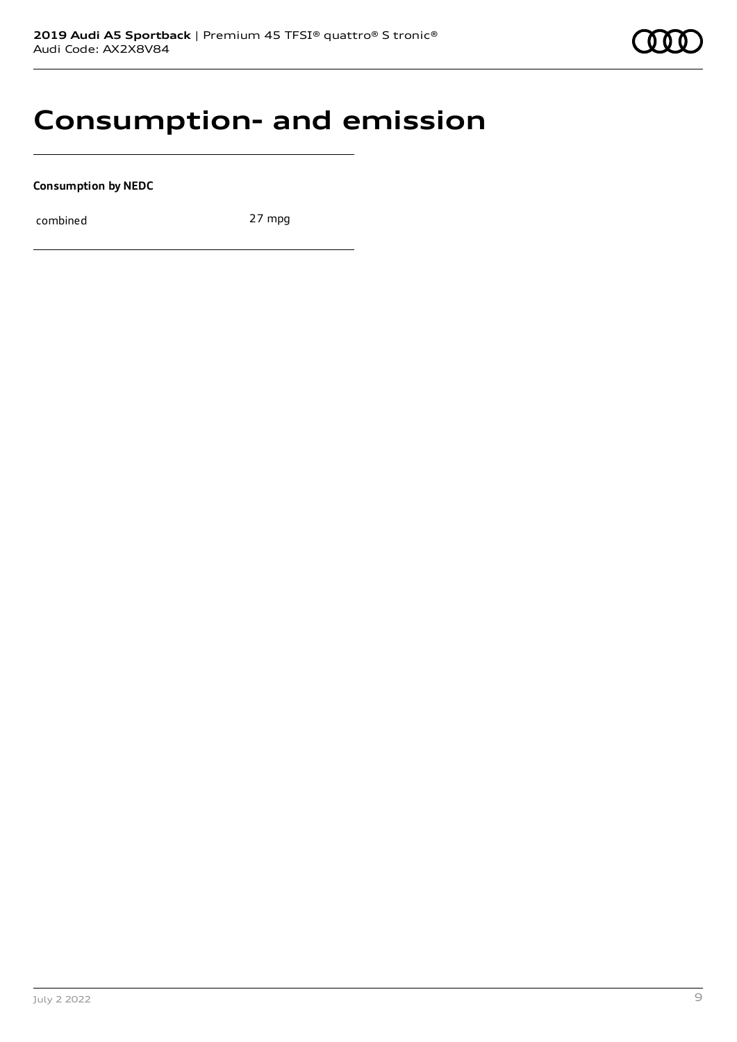# Consumption- and emission

**Consumption by NEDC**

| | |
|---|---|
| combined | 27 mpg |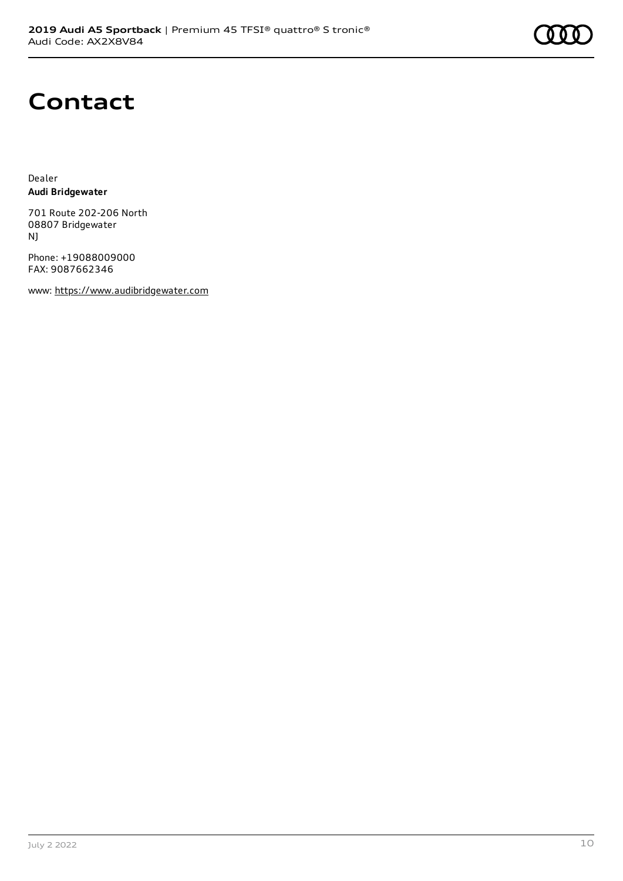# Contact

Dealer
**Audi Bridgewater**

701 Route 202-206 North
08807 Bridgewater
NJ

Phone: +19088009000
FAX: 9087662346

www: https://www.audibridgewater.com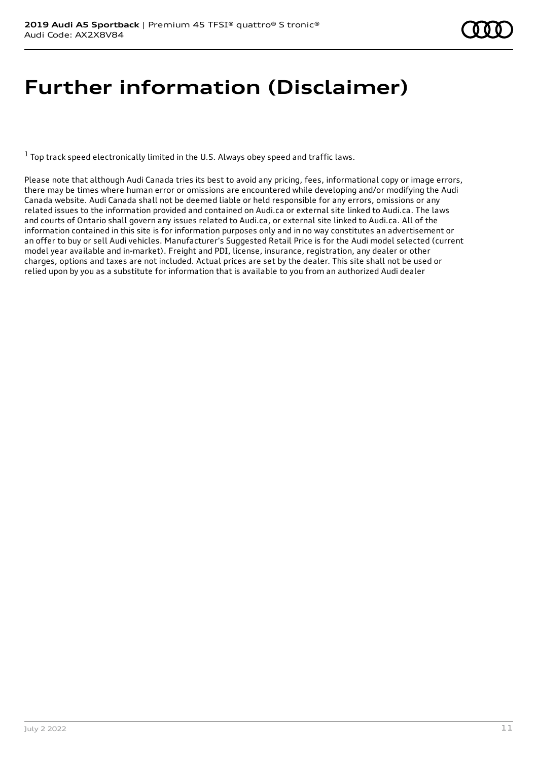# Further information (Disclaimer)

[1] Top track speed electronically limited in the U.S. Always obey speed and traffic laws.

Please note that although Audi Canada tries its best to avoid any pricing, fees, informational copy or image errors, there may be times where human error or omissions are encountered while developing and/or modifying the Audi Canada website. Audi Canada shall not be deemed liable or held responsible for any errors, omissions or any related issues to the information provided and contained on Audi.ca or external site linked to Audi.ca. The laws and courts of Ontario shall govern any issues related to Audi.ca, or external site linked to Audi.ca. All of the information contained in this site is for information purposes only and in no way constitutes an advertisement or an offer to buy or sell Audi vehicles. Manufacturer's Suggested Retail Price is for the Audi model selected (current model year available and in-market). Freight and PDI, license, insurance, registration, any dealer or other charges, options and taxes are not included. Actual prices are set by the dealer. This site shall not be used or relied upon by you as a substitute for information that is available to you from an authorized Audi dealer